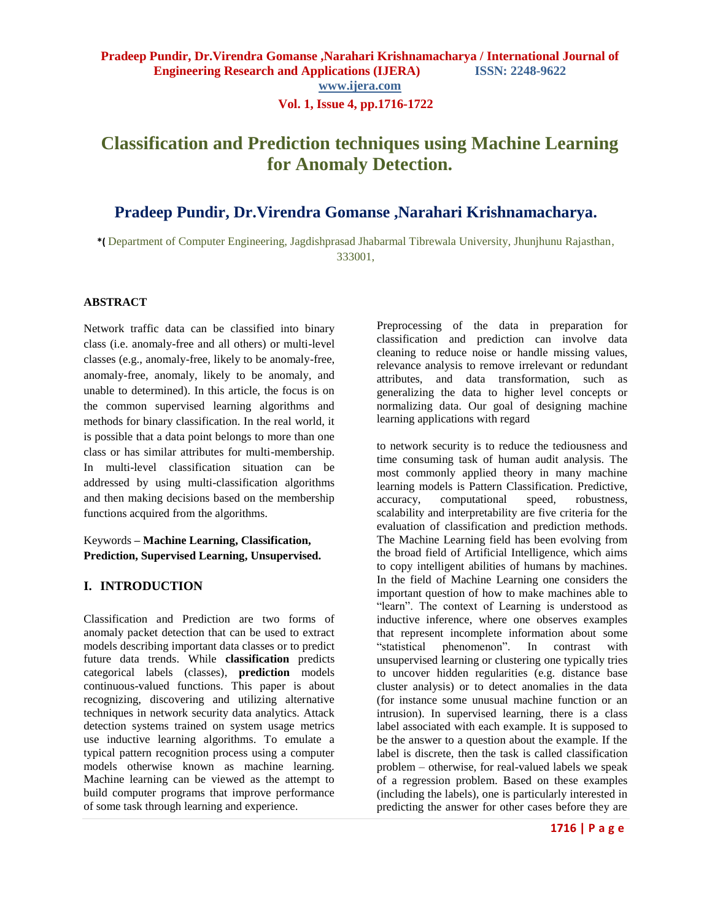# Classification and Prediction techniques using Machine Learning for Anomaly Detection.

## Pradeep Pundir, Dr.Virendra Gomanse ,Narahari Krishnamacharya.

*( Department of Computer Engineering, Jagdishprasad Jhabarmal Tibrewala University, Jhunjhunu Rajasthan, 333001,

### ABSTRACT

Network traffic data can be classified into binary class (i.e. anomaly-free and all others) or multi-level classes (e.g., anomaly-free, likely to be anomaly-free, anomaly-free, anomaly, likely to be anomaly, and unable to determined). In this article, the focus is on the common supervised learning algorithms and methods for binary classification. In the real world, it is possible that a data point belongs to more than one class or has similar attributes for multi-membership. In multi-level classification situation can be addressed by using multi-classification algorithms and then making decisions based on the membership functions acquired from the algorithms.

Keywords **– Machine Learning, Classification, Prediction, Supervised Learning, Unsupervised.**

## I. INTRODUCTION

Classification and Prediction are two forms of anomaly packet detection that can be used to extract models describing important data classes or to predict future data trends. While **classification** predicts categorical labels (classes), **prediction** models continuous-valued functions. This paper is about recognizing, discovering and utilizing alternative techniques in network security data analytics. Attack detection systems trained on system usage metrics use inductive learning algorithms. To emulate a typical pattern recognition process using a computer models otherwise known as machine learning. Machine learning can be viewed as the attempt to build computer programs that improve performance of some task through learning and experience.

Preprocessing of the data in preparation for classification and prediction can involve data cleaning to reduce noise or handle missing values, relevance analysis to remove irrelevant or redundant attributes, and data transformation, such as generalizing the data to higher level concepts or normalizing data. Our goal of designing machine learning applications with regard

to network security is to reduce the tediousness and time consuming task of human audit analysis. The most commonly applied theory in many machine learning models is Pattern Classification. Predictive, accuracy, computational speed, robustness, scalability and interpretability are five criteria for the evaluation of classification and prediction methods. The Machine Learning field has been evolving from the broad field of Artificial Intelligence, which aims to copy intelligent abilities of humans by machines. In the field of Machine Learning one considers the important question of how to make machines able to "learn". The context of Learning is understood as inductive inference, where one observes examples that represent incomplete information about some "statistical phenomenon". In contrast with unsupervised learning or clustering one typically tries to uncover hidden regularities (e.g. distance base cluster analysis) or to detect anomalies in the data (for instance some unusual machine function or an intrusion). In supervised learning, there is a class label associated with each example. It is supposed to be the answer to a question about the example. If the label is discrete, then the task is called classification problem – otherwise, for real-valued labels we speak of a regression problem. Based on these examples (including the labels), one is particularly interested in predicting the answer for other cases before they are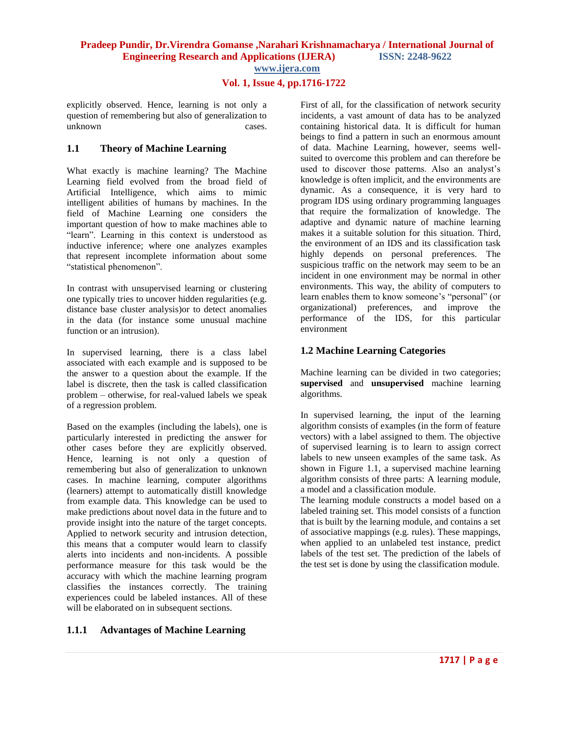explicitly observed. Hence, learning is not only a question of remembering but also of generalization to unknown cases.

### 1.1 Theory of Machine Learning

What exactly is machine learning? The Machine Learning field evolved from the broad field of Artificial Intelligence, which aims to mimic intelligent abilities of humans by machines. In the field of Machine Learning one considers the important question of how to make machines able to "learn". Learning in this context is understood as inductive inference; where one analyzes examples that represent incomplete information about some "statistical phenomenon".

In contrast with unsupervised learning or clustering one typically tries to uncover hidden regularities (e.g. distance base cluster analysis)or to detect anomalies in the data (for instance some unusual machine function or an intrusion).

In supervised learning, there is a class label associated with each example and is supposed to be the answer to a question about the example. If the label is discrete, then the task is called classification problem – otherwise, for real-valued labels we speak of a regression problem.

Based on the examples (including the labels), one is particularly interested in predicting the answer for other cases before they are explicitly observed. Hence, learning is not only a question of remembering but also of generalization to unknown cases. In machine learning, computer algorithms (learners) attempt to automatically distill knowledge from example data. This knowledge can be used to make predictions about novel data in the future and to provide insight into the nature of the target concepts. Applied to network security and intrusion detection, this means that a computer would learn to classify alerts into incidents and non-incidents. A possible performance measure for this task would be the accuracy with which the machine learning program classifies the instances correctly. The training experiences could be labeled instances. All of these will be elaborated on in subsequent sections.

#### 1.1.1 Advantages of Machine Learning

First of all, for the classification of network security incidents, a vast amount of data has to be analyzed containing historical data. It is difficult for human beings to find a pattern in such an enormous amount of data. Machine Learning, however, seems well-suited to overcome this problem and can therefore be used to discover those patterns. Also an analyst's knowledge is often implicit, and the environments are dynamic. As a consequence, it is very hard to program IDS using ordinary programming languages that require the formalization of knowledge. The adaptive and dynamic nature of machine learning makes it a suitable solution for this situation. Third, the environment of an IDS and its classification task highly depends on personal preferences. The suspicious traffic on the network may seem to be an incident in one environment may be normal in other environments. This way, the ability of computers to learn enables them to know someone's "personal" (or organizational) preferences, and improve the performance of the IDS, for this particular environment

### 1.2 Machine Learning Categories

Machine learning can be divided in two categories; **supervised** and **unsupervised** machine learning algorithms.

In supervised learning, the input of the learning algorithm consists of examples (in the form of feature vectors) with a label assigned to them. The objective of supervised learning is to learn to assign correct labels to new unseen examples of the same task. As shown in Figure 1.1, a supervised machine learning algorithm consists of three parts: A learning module, a model and a classification module.

The learning module constructs a model based on a labeled training set. This model consists of a function that is built by the learning module, and contains a set of associative mappings (e.g. rules). These mappings, when applied to an unlabeled test instance, predict labels of the test set. The prediction of the labels of the test set is done by using the classification module.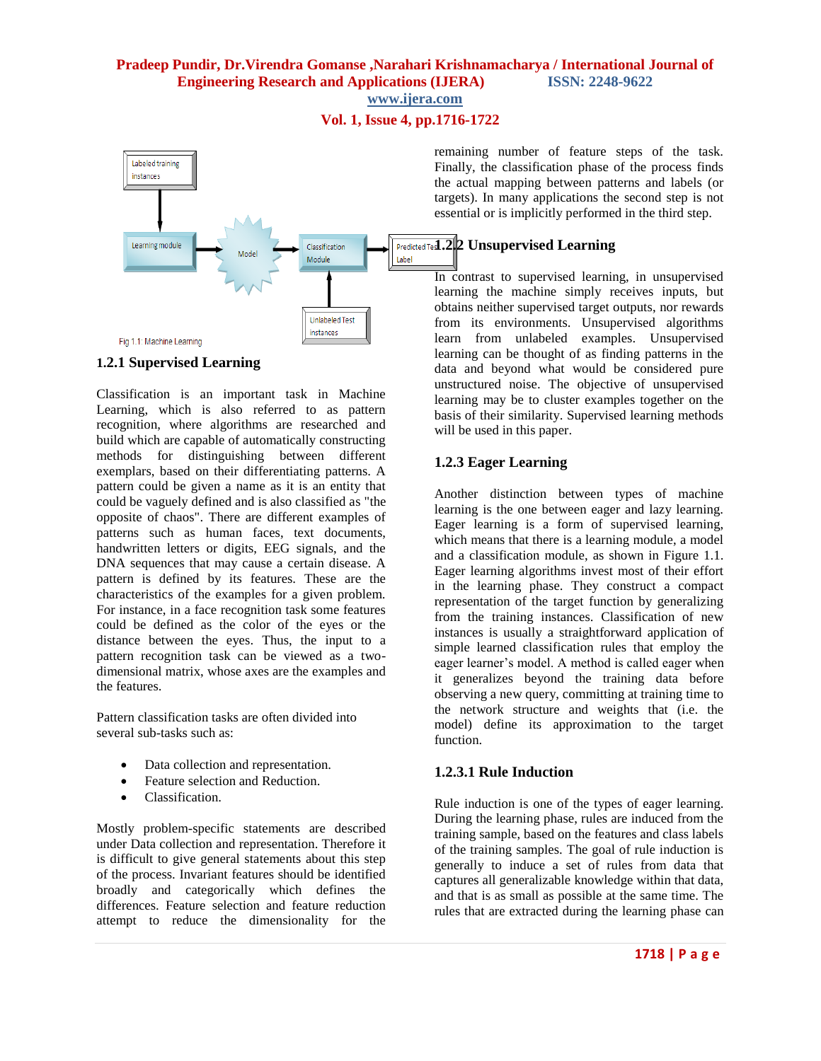Fig 1.1: Machine Learning

### 1.2.1 Supervised Learning

Classification is an important task in Machine Learning, which is also referred to as pattern recognition, where algorithms are researched and build which are capable of automatically constructing methods for distinguishing between different exemplars, based on their differentiating patterns. A pattern could be given a name as it is an entity that could be vaguely defined and is also classified as "the opposite of chaos". There are different examples of patterns such as human faces, text documents, handwritten letters or digits, EEG signals, and the DNA sequences that may cause a certain disease. A pattern is defined by its features. These are the characteristics of the examples for a given problem. For instance, in a face recognition task some features could be defined as the color of the eyes or the distance between the eyes. Thus, the input to a pattern recognition task can be viewed as a two-dimensional matrix, whose axes are the examples and the features.

Pattern classification tasks are often divided into several sub-tasks such as:

- Data collection and representation.
- Feature selection and Reduction.
- Classification.

Mostly problem-specific statements are described under Data collection and representation. Therefore it is difficult to give general statements about this step of the process. Invariant features should be identified broadly and categorically which defines the differences. Feature selection and feature reduction attempt to reduce the dimensionality for the remaining number of feature steps of the task. Finally, the classification phase of the process finds the actual mapping between patterns and labels (or targets). In many applications the second step is not essential or is implicitly performed in the third step.

### 1.2.2 Unsupervised Learning

In contrast to supervised learning, in unsupervised learning the machine simply receives inputs, but obtains neither supervised target outputs, nor rewards from its environments. Unsupervised algorithms learn from unlabeled examples. Unsupervised learning can be thought of as finding patterns in the data and beyond what would be considered pure unstructured noise. The objective of unsupervised learning may be to cluster examples together on the basis of their similarity. Supervised learning methods will be used in this paper.

### 1.2.3 Eager Learning

Another distinction between types of machine learning is the one between eager and lazy learning. Eager learning is a form of supervised learning, which means that there is a learning module, a model and a classification module, as shown in Figure 1.1. Eager learning algorithms invest most of their effort in the learning phase. They construct a compact representation of the target function by generalizing from the training instances. Classification of new instances is usually a straightforward application of simple learned classification rules that employ the eager learner's model. A method is called eager when it generalizes beyond the training data before observing a new query, committing at training time to the network structure and weights that (i.e. the model) define its approximation to the target function.

#### 1.2.3.1 Rule Induction

Rule induction is one of the types of eager learning. During the learning phase, rules are induced from the training sample, based on the features and class labels of the training samples. The goal of rule induction is generally to induce a set of rules from data that captures all generalizable knowledge within that data, and that is as small as possible at the same time. The rules that are extracted during the learning phase can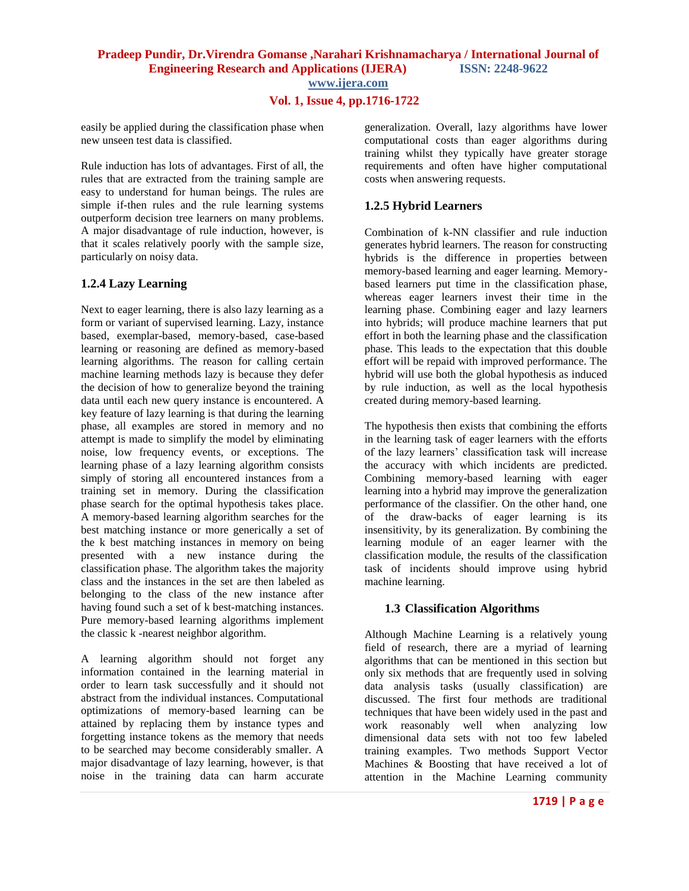easily be applied during the classification phase when new unseen test data is classified.

Rule induction has lots of advantages. First of all, the rules that are extracted from the training sample are easy to understand for human beings. The rules are simple if-then rules and the rule learning systems outperform decision tree learners on many problems. A major disadvantage of rule induction, however, is that it scales relatively poorly with the sample size, particularly on noisy data.

### 1.2.4 Lazy Learning

Next to eager learning, there is also lazy learning as a form or variant of supervised learning. Lazy, instance based, exemplar-based, memory-based, case-based learning or reasoning are defined as memory-based learning algorithms. The reason for calling certain machine learning methods lazy is because they defer the decision of how to generalize beyond the training data until each new query instance is encountered. A key feature of lazy learning is that during the learning phase, all examples are stored in memory and no attempt is made to simplify the model by eliminating noise, low frequency events, or exceptions. The learning phase of a lazy learning algorithm consists simply of storing all encountered instances from a training set in memory. During the classification phase search for the optimal hypothesis takes place. A memory-based learning algorithm searches for the best matching instance or more generically a set of the k best matching instances in memory on being presented with a new instance during the classification phase. The algorithm takes the majority class and the instances in the set are then labeled as belonging to the class of the new instance after having found such a set of k best-matching instances. Pure memory-based learning algorithms implement the classic k -nearest neighbor algorithm.

A learning algorithm should not forget any information contained in the learning material in order to learn task successfully and it should not abstract from the individual instances. Computational optimizations of memory-based learning can be attained by replacing them by instance types and forgetting instance tokens as the memory that needs to be searched may become considerably smaller. A major disadvantage of lazy learning, however, is that noise in the training data can harm accurate generalization. Overall, lazy algorithms have lower computational costs than eager algorithms during training whilst they typically have greater storage requirements and often have higher computational costs when answering requests.

### 1.2.5 Hybrid Learners

Combination of k-NN classifier and rule induction generates hybrid learners. The reason for constructing hybrids is the difference in properties between memory-based learning and eager learning. Memory-based learners put time in the classification phase, whereas eager learners invest their time in the learning phase. Combining eager and lazy learners into hybrids; will produce machine learners that put effort in both the learning phase and the classification phase. This leads to the expectation that this double effort will be repaid with improved performance. The hybrid will use both the global hypothesis as induced by rule induction, as well as the local hypothesis created during memory-based learning.

The hypothesis then exists that combining the efforts in the learning task of eager learners with the efforts of the lazy learners' classification task will increase the accuracy with which incidents are predicted. Combining memory-based learning with eager learning into a hybrid may improve the generalization performance of the classifier. On the other hand, one of the draw-backs of eager learning is its insensitivity, by its generalization. By combining the learning module of an eager learner with the classification module, the results of the classification task of incidents should improve using hybrid machine learning.

## 1.3 Classification Algorithms

Although Machine Learning is a relatively young field of research, there are a myriad of learning algorithms that can be mentioned in this section but only six methods that are frequently used in solving data analysis tasks (usually classification) are discussed. The first four methods are traditional techniques that have been widely used in the past and work reasonably well when analyzing low dimensional data sets with not too few labeled training examples. Two methods Support Vector Machines & Boosting that have received a lot of attention in the Machine Learning community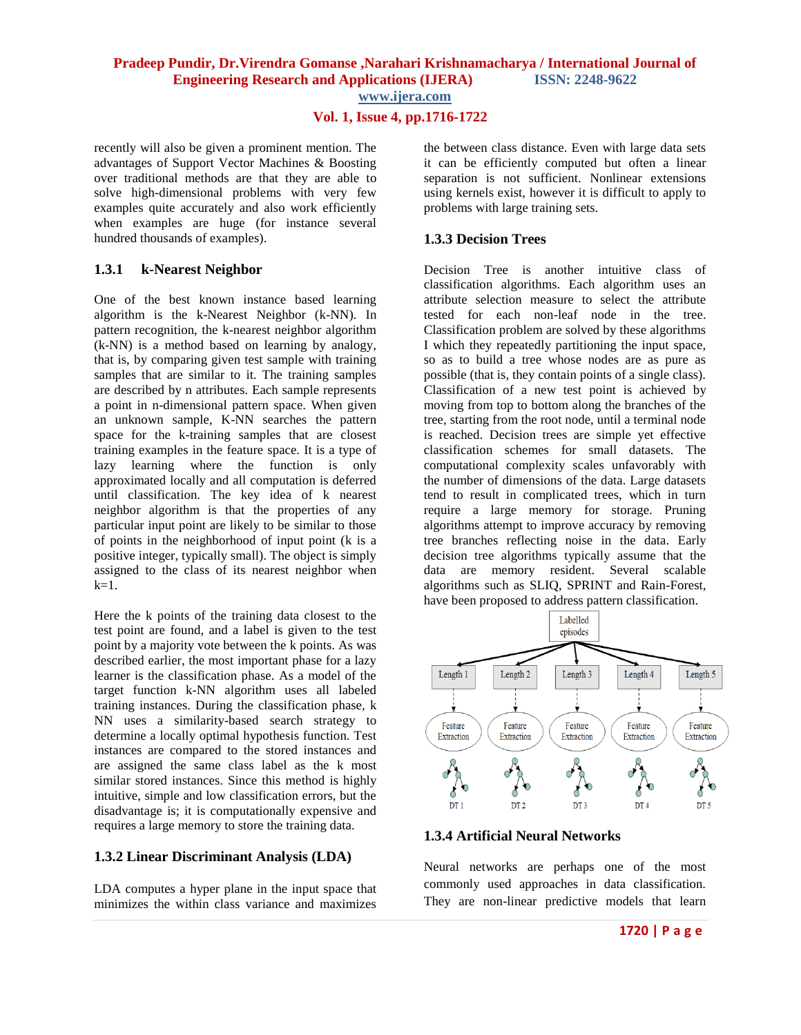recently will also be given a prominent mention. The advantages of Support Vector Machines & Boosting over traditional methods are that they are able to solve high-dimensional problems with very few examples quite accurately and also work efficiently when examples are huge (for instance several hundred thousands of examples).

### 1.3.1 k-Nearest Neighbor

One of the best known instance based learning algorithm is the k-Nearest Neighbor (k-NN). In pattern recognition, the k-nearest neighbor algorithm (k-NN) is a method based on learning by analogy, that is, by comparing given test sample with training samples that are similar to it. The training samples are described by n attributes. Each sample represents a point in n-dimensional pattern space. When given an unknown sample, K-NN searches the pattern space for the k-training samples that are closest training examples in the feature space. It is a type of lazy learning where the function is only approximated locally and all computation is deferred until classification. The key idea of k nearest neighbor algorithm is that the properties of any particular input point are likely to be similar to those of points in the neighborhood of input point (k is a positive integer, typically small). The object is simply assigned to the class of its nearest neighbor when k=1.

Here the k points of the training data closest to the test point are found, and a label is given to the test point by a majority vote between the k points. As was described earlier, the most important phase for a lazy learner is the classification phase. As a model of the target function k-NN algorithm uses all labeled training instances. During the classification phase, k NN uses a similarity-based search strategy to determine a locally optimal hypothesis function. Test instances are compared to the stored instances and are assigned the same class label as the k most similar stored instances. Since this method is highly intuitive, simple and low classification errors, but the disadvantage is; it is computationally expensive and requires a large memory to store the training data.

### 1.3.2 Linear Discriminant Analysis (LDA)

LDA computes a hyper plane in the input space that minimizes the within class variance and maximizes the between class distance. Even with large data sets it can be efficiently computed but often a linear separation is not sufficient. Nonlinear extensions using kernels exist, however it is difficult to apply to problems with large training sets.

### 1.3.3 Decision Trees

Decision Tree is another intuitive class of classification algorithms. Each algorithm uses an attribute selection measure to select the attribute tested for each non-leaf node in the tree. Classification problem are solved by these algorithms I which they repeatedly partitioning the input space, so as to build a tree whose nodes are as pure as possible (that is, they contain points of a single class). Classification of a new test point is achieved by moving from top to bottom along the branches of the tree, starting from the root node, until a terminal node is reached. Decision trees are simple yet effective classification schemes for small datasets. The computational complexity scales unfavorably with the number of dimensions of the data. Large datasets tend to result in complicated trees, which in turn require a large memory for storage. Pruning algorithms attempt to improve accuracy by removing tree branches reflecting noise in the data. Early decision tree algorithms typically assume that the data are memory resident. Several scalable algorithms such as SLIQ, SPRINT and Rain-Forest, have been proposed to address pattern classification.

### 1.3.4 Artificial Neural Networks

Neural networks are perhaps one of the most commonly used approaches in data classification. They are non-linear predictive models that learn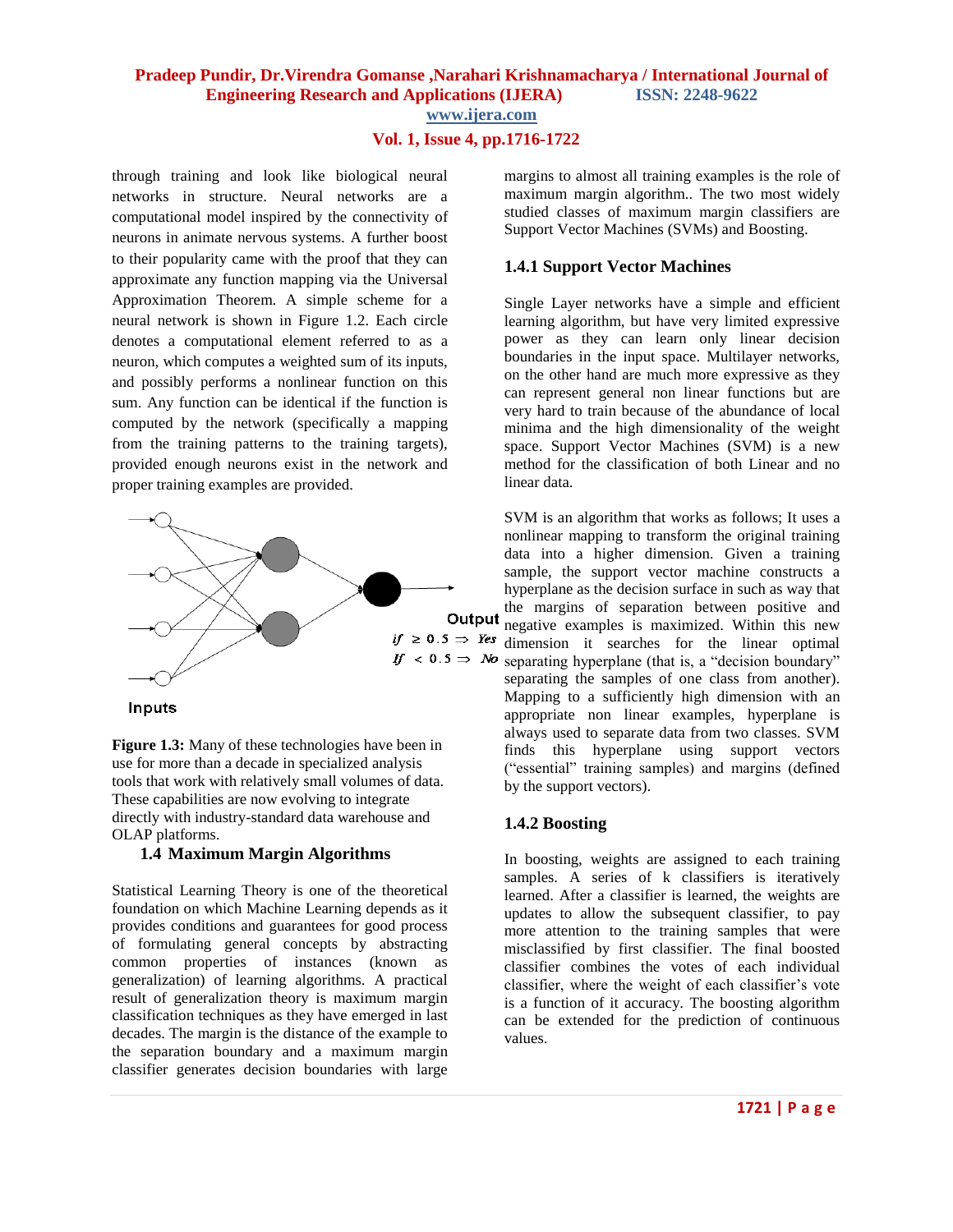through training and look like biological neural networks in structure. Neural networks are a computational model inspired by the connectivity of neurons in animate nervous systems. A further boost to their popularity came with the proof that they can approximate any function mapping via the Universal Approximation Theorem. A simple scheme for a neural network is shown in Figure 1.2. Each circle denotes a computational element referred to as a neuron, which computes a weighted sum of its inputs, and possibly performs a nonlinear function on this sum. Any function can be identical if the function is computed by the network (specifically a mapping from the training patterns to the training targets), provided enough neurons exist in the network and proper training examples are provided.

Output

if $\geq 0.5 \Rightarrow$ Yes

If $< 0.5 \Rightarrow$ No

Inputs

**Figure 1.3:** Many of these technologies have been in use for more than a decade in specialized analysis tools that work with relatively small volumes of data. These capabilities are now evolving to integrate directly with industry-standard data warehouse and OLAP platforms.

## 1.4 Maximum Margin Algorithms

Statistical Learning Theory is one of the theoretical foundation on which Machine Learning depends as it provides conditions and guarantees for good process of formulating general concepts by abstracting common properties of instances (known as generalization) of learning algorithms. A practical result of generalization theory is maximum margin classification techniques as they have emerged in last decades. The margin is the distance of the example to the separation boundary and a maximum margin classifier generates decision boundaries with large margins to almost all training examples is the role of maximum margin algorithm.. The two most widely studied classes of maximum margin classifiers are Support Vector Machines (SVMs) and Boosting.

### 1.4.1 Support Vector Machines

Single Layer networks have a simple and efficient learning algorithm, but have very limited expressive power as they can learn only linear decision boundaries in the input space. Multilayer networks, on the other hand are much more expressive as they can represent general non linear functions but are very hard to train because of the abundance of local minima and the high dimensionality of the weight space. Support Vector Machines (SVM) is a new method for the classification of both Linear and no linear data.

SVM is an algorithm that works as follows; It uses a nonlinear mapping to transform the original training data into a higher dimension. Given a training sample, the support vector machine constructs a hyperplane as the decision surface in such as way that the margins of separation between positive and negative examples is maximized. Within this new dimension it searches for the linear optimal separating hyperplane (that is, a "decision boundary" separating the samples of one class from another). Mapping to a sufficiently high dimension with an appropriate non linear examples, hyperplane is always used to separate data from two classes. SVM finds this hyperplane using support vectors ("essential" training samples) and margins (defined by the support vectors).

### 1.4.2 Boosting

In boosting, weights are assigned to each training samples. A series of k classifiers is iteratively learned. After a classifier is learned, the weights are updates to allow the subsequent classifier, to pay more attention to the training samples that were misclassified by first classifier. The final boosted classifier combines the votes of each individual classifier, where the weight of each classifier's vote is a function of it accuracy. The boosting algorithm can be extended for the prediction of continuous values.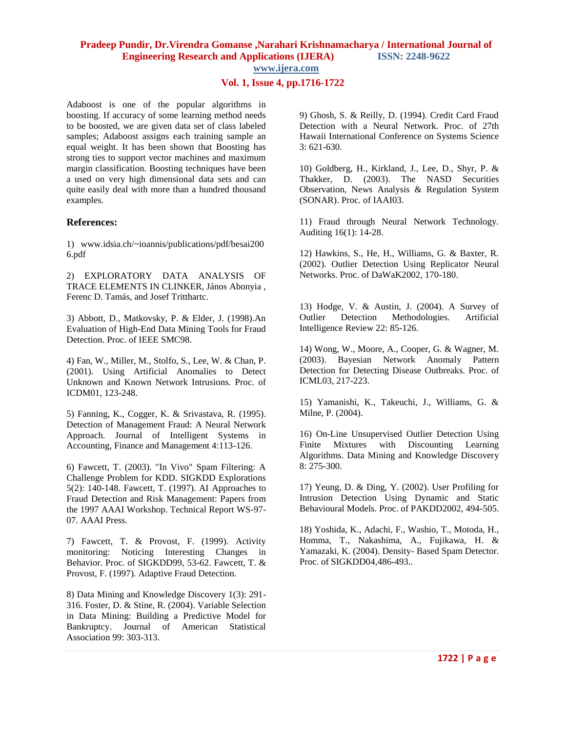Adaboost is one of the popular algorithms in boosting. If accuracy of some learning method needs to be boosted, we are given data set of class labeled samples; Adaboost assigns each training sample an equal weight. It has been shown that Boosting has strong ties to support vector machines and maximum margin classification. Boosting techniques have been a used on very high dimensional data sets and can quite easily deal with more than a hundred thousand examples.

## References:

1) www.idsia.ch/~ioannis/publications/pdf/besai2006.pdf

2) EXPLORATORY DATA ANALYSIS OF TRACE ELEMENTS IN CLINKER, János Abonyia , Ferenc D. Tamás, and Josef Trittthartc.

3) Abbott, D., Matkovsky, P. & Elder, J. (1998).An Evaluation of High-End Data Mining Tools for Fraud Detection. Proc. of IEEE SMC98.

4) Fan, W., Miller, M., Stolfo, S., Lee, W. & Chan, P. (2001). Using Artificial Anomalies to Detect Unknown and Known Network Intrusions. Proc. of ICDM01, 123-248.

5) Fanning, K., Cogger, K. & Srivastava, R. (1995). Detection of Management Fraud: A Neural Network Approach. Journal of Intelligent Systems in Accounting, Finance and Management 4:113-126.

6) Fawcett, T. (2003). "In Vivo" Spam Filtering: A Challenge Problem for KDD. SIGKDD Explorations 5(2): 140-148. Fawcett, T. (1997). AI Approaches to Fraud Detection and Risk Management: Papers from the 1997 AAAI Workshop. Technical Report WS-97-07. AAAI Press.

7) Fawcett, T. & Provost, F. (1999). Activity monitoring: Noticing Interesting Changes in Behavior. Proc. of SIGKDD99, 53-62. Fawcett, T. & Provost, F. (1997). Adaptive Fraud Detection.

8) Data Mining and Knowledge Discovery 1(3): 291-316. Foster, D. & Stine, R. (2004). Variable Selection in Data Mining: Building a Predictive Model for Bankruptcy. Journal of American Statistical Association 99: 303-313.

9) Ghosh, S. & Reilly, D. (1994). Credit Card Fraud Detection with a Neural Network. Proc. of 27th Hawaii International Conference on Systems Science 3: 621-630.

10) Goldberg, H., Kirkland, J., Lee, D., Shyr, P. & Thakker, D. (2003). The NASD Securities Observation, News Analysis & Regulation System (SONAR). Proc. of IAAI03.

11) Fraud through Neural Network Technology. Auditing 16(1): 14-28.

12) Hawkins, S., He, H., Williams, G. & Baxter, R. (2002). Outlier Detection Using Replicator Neural Networks. Proc. of DaWaK2002, 170-180.

13) Hodge, V. & Austin, J. (2004). A Survey of Outlier Detection Methodologies. Artificial Intelligence Review 22: 85-126.

14) Wong, W., Moore, A., Cooper, G. & Wagner, M. (2003). Bayesian Network Anomaly Pattern Detection for Detecting Disease Outbreaks. Proc. of ICML03, 217-223.

15) Yamanishi, K., Takeuchi, J., Williams, G. & Milne, P. (2004).

16) On-Line Unsupervised Outlier Detection Using Finite Mixtures with Discounting Learning Algorithms. Data Mining and Knowledge Discovery 8: 275-300.

17) Yeung, D. & Ding, Y. (2002). User Profiling for Intrusion Detection Using Dynamic and Static Behavioural Models. Proc. of PAKDD2002, 494-505.

18) Yoshida, K., Adachi, F., Washio, T., Motoda, H., Homma, T., Nakashima, A., Fujikawa, H. & Yamazaki, K. (2004). Density- Based Spam Detector. Proc. of SIGKDD04,486-493..